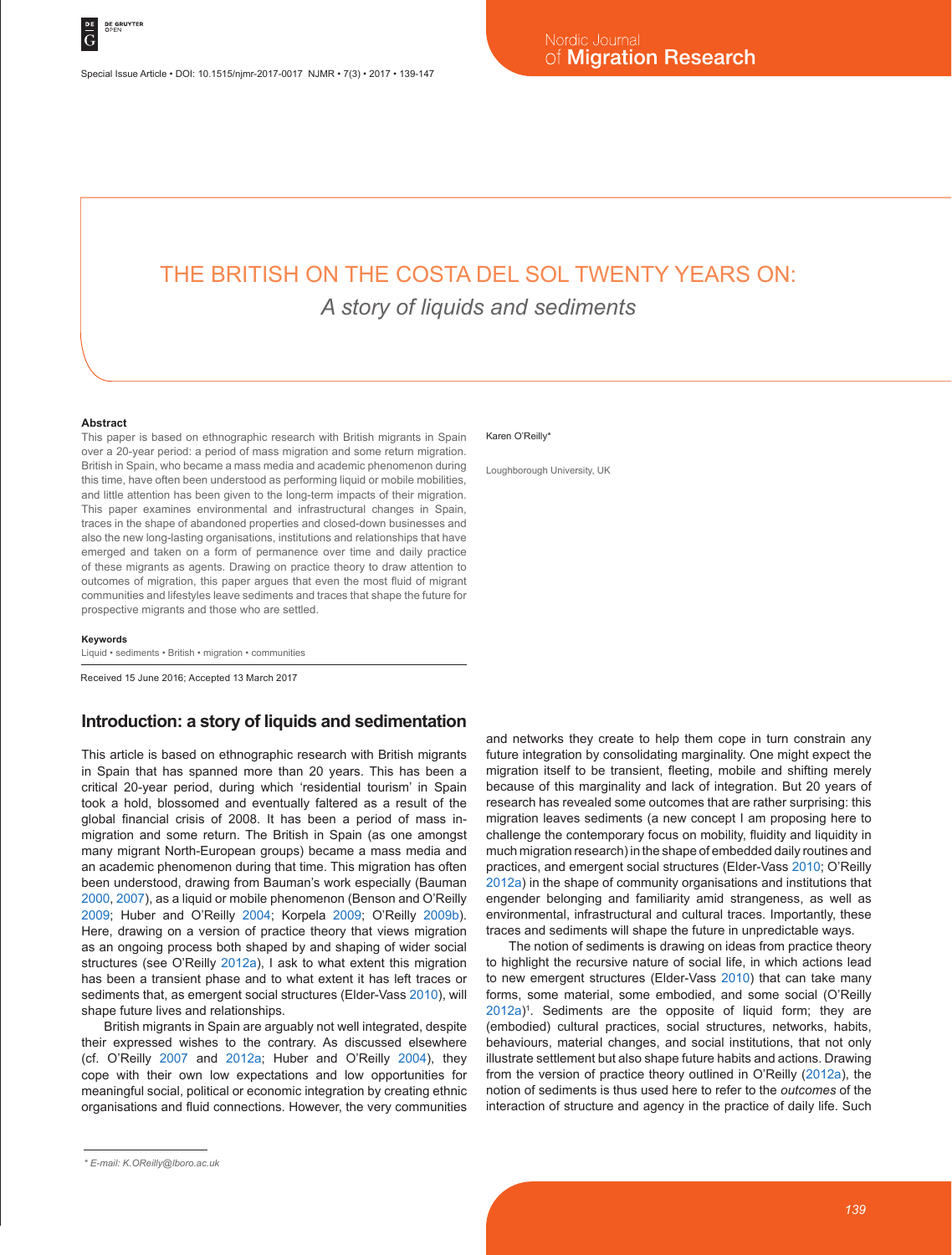Special Issue Article • DOI: 10.1515/njmr-2017-0017

# THE BRITISH ON THE COSTA DEL SOL TWENTY YEARS ON:

## *A story of liquids and sediments*

Karen O'Reilly*

Loughborough University, UK

### Abstract

This paper is based on ethnographic research with British migrants in Spain over a 20-year period: a period of mass migration and some return migration. British in Spain, who became a mass media and academic phenomenon during this time, have often been understood as performing liquid or mobile mobilities, and little attention has been given to the long-term impacts of their migration. This paper examines environmental and infrastructural changes in Spain, traces in the shape of abandoned properties and closed-down businesses and also the new long-lasting organisations, institutions and relationships that have emerged and taken on a form of permanence over time and daily practice of these migrants as agents. Drawing on practice theory to draw attention to outcomes of migration, this paper argues that even the most fluid of migrant communities and lifestyles leave sediments and traces that shape the future for prospective migrants and those who are settled.

### Keywords

Liquid • sediments • British • migration • communities

Received 15 June 2016; Accepted 13 March 2017

## Introduction: a story of liquids and sedimentation

This article is based on ethnographic research with British migrants in Spain that has spanned more than 20 years. This has been a critical 20-year period, during which 'residential tourism' in Spain took a hold, blossomed and eventually faltered as a result of the global financial crisis of 2008. It has been a period of mass in-migration and some return. The British in Spain (as one amongst many migrant North-European groups) became a mass media and an academic phenomenon during that time. This migration has often been understood, drawing from Bauman's work especially (Bauman 2000, 2007), as a liquid or mobile phenomenon (Benson and O'Reilly 2009; Huber and O'Reilly 2004; Korpela 2009; O'Reilly 2009b). Here, drawing on a version of practice theory that views migration as an ongoing process both shaped by and shaping of wider social structures (see O'Reilly 2012a), I ask to what extent this migration has been a transient phase and to what extent it has left traces or sediments that, as emergent social structures (Elder-Vass 2010), will shape future lives and relationships.

British migrants in Spain are arguably not well integrated, despite their expressed wishes to the contrary. As discussed elsewhere (cf. O'Reilly 2007 and 2012a; Huber and O'Reilly 2004), they cope with their own low expectations and low opportunities for meaningful social, political or economic integration by creating ethnic organisations and fluid connections. However, the very communities and networks they create to help them cope in turn constrain any future integration by consolidating marginality. One might expect the migration itself to be transient, fleeting, mobile and shifting merely because of this marginality and lack of integration. But 20 years of research has revealed some outcomes that are rather surprising: this migration leaves sediments (a new concept I am proposing here to challenge the contemporary focus on mobility, fluidity and liquidity in much migration research) in the shape of embedded daily routines and practices, and emergent social structures (Elder-Vass 2010; O'Reilly 2012a) in the shape of community organisations and institutions that engender belonging and familiarity amid strangeness, as well as environmental, infrastructural and cultural traces. Importantly, these traces and sediments will shape the future in unpredictable ways.

The notion of sediments is drawing on ideas from practice theory to highlight the recursive nature of social life, in which actions lead to new emergent structures (Elder-Vass 2010) that can take many forms, some material, some embodied, and some social (O'Reilly 2012a)[1]. Sediments are the opposite of liquid form; they are (embodied) cultural practices, social structures, networks, habits, behaviours, material changes, and social institutions, that not only illustrate settlement but also shape future habits and actions. Drawing from the version of practice theory outlined in O'Reilly (2012a), the notion of sediments is thus used here to refer to the *outcomes* of the interaction of structure and agency in the practice of daily life. Such

---

\* E-mail: K.OReilly@lboro.ac.uk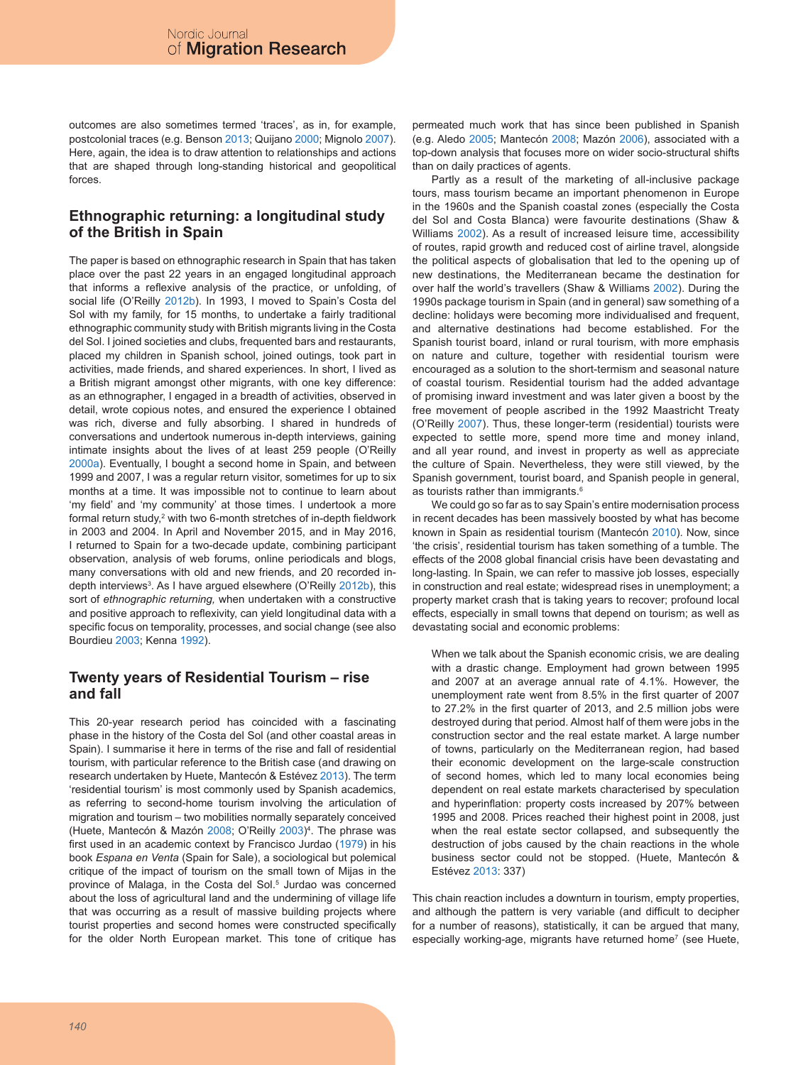outcomes are also sometimes termed 'traces', as in, for example, postcolonial traces (e.g. Benson 2013; Quijano 2000; Mignolo 2007). Here, again, the idea is to draw attention to relationships and actions that are shaped through long-standing historical and geopolitical forces.

## Ethnographic returning: a longitudinal study of the British in Spain

The paper is based on ethnographic research in Spain that has taken place over the past 22 years in an engaged longitudinal approach that informs a reflexive analysis of the practice, or unfolding, of social life (O'Reilly 2012b). In 1993, I moved to Spain's Costa del Sol with my family, for 15 months, to undertake a fairly traditional ethnographic community study with British migrants living in the Costa del Sol. I joined societies and clubs, frequented bars and restaurants, placed my children in Spanish school, joined outings, took part in activities, made friends, and shared experiences. In short, I lived as a British migrant amongst other migrants, with one key difference: as an ethnographer, I engaged in a breadth of activities, observed in detail, wrote copious notes, and ensured the experience I obtained was rich, diverse and fully absorbing. I shared in hundreds of conversations and undertook numerous in-depth interviews, gaining intimate insights about the lives of at least 259 people (O'Reilly 2000a). Eventually, I bought a second home in Spain, and between 1999 and 2007, I was a regular return visitor, sometimes for up to six months at a time. It was impossible not to continue to learn about 'my field' and 'my community' at those times. I undertook a more formal return study,[2] with two 6-month stretches of in-depth fieldwork in 2003 and 2004. In April and November 2015, and in May 2016, I returned to Spain for a two-decade update, combining participant observation, analysis of web forums, online periodicals and blogs, many conversations with old and new friends, and 20 recorded in-depth interviews[3]. As I have argued elsewhere (O'Reilly 2012b), this sort of *ethnographic returning,* when undertaken with a constructive and positive approach to reflexivity, can yield longitudinal data with a specific focus on temporality, processes, and social change (see also Bourdieu 2003; Kenna 1992).

## Twenty years of Residential Tourism – rise and fall

This 20-year research period has coincided with a fascinating phase in the history of the Costa del Sol (and other coastal areas in Spain). I summarise it here in terms of the rise and fall of residential tourism, with particular reference to the British case (and drawing on research undertaken by Huete, Mantecón & Estévez 2013). The term 'residential tourism' is most commonly used by Spanish academics, as referring to second-home tourism involving the articulation of migration and tourism – two mobilities normally separately conceived (Huete, Mantecón & Mazón 2008; O'Reilly 2003)[4]. The phrase was first used in an academic context by Francisco Jurdao (1979) in his book *Espana en Venta* (Spain for Sale), a sociological but polemical critique of the impact of tourism on the small town of Mijas in the province of Malaga, in the Costa del Sol.[5] Jurdao was concerned about the loss of agricultural land and the undermining of village life that was occurring as a result of massive building projects where tourist properties and second homes were constructed specifically for the older North European market. This tone of critique has permeated much work that has since been published in Spanish (e.g. Aledo 2005; Mantecón 2008; Mazón 2006), associated with a top-down analysis that focuses more on wider socio-structural shifts than on daily practices of agents.

Partly as a result of the marketing of all-inclusive package tours, mass tourism became an important phenomenon in Europe in the 1960s and the Spanish coastal zones (especially the Costa del Sol and Costa Blanca) were favourite destinations (Shaw & Williams 2002). As a result of increased leisure time, accessibility of routes, rapid growth and reduced cost of airline travel, alongside the political aspects of globalisation that led to the opening up of new destinations, the Mediterranean became the destination for over half the world's travellers (Shaw & Williams 2002). During the 1990s package tourism in Spain (and in general) saw something of a decline: holidays were becoming more individualised and frequent, and alternative destinations had become established. For the Spanish tourist board, inland or rural tourism, with more emphasis on nature and culture, together with residential tourism were encouraged as a solution to the short-termism and seasonal nature of coastal tourism. Residential tourism had the added advantage of promising inward investment and was later given a boost by the free movement of people ascribed in the 1992 Maastricht Treaty (O'Reilly 2007). Thus, these longer-term (residential) tourists were expected to settle more, spend more time and money inland, and all year round, and invest in property as well as appreciate the culture of Spain. Nevertheless, they were still viewed, by the Spanish government, tourist board, and Spanish people in general, as tourists rather than immigrants.[6]

We could go so far as to say Spain's entire modernisation process in recent decades has been massively boosted by what has become known in Spain as residential tourism (Mantecón 2010). Now, since 'the crisis', residential tourism has taken something of a tumble. The effects of the 2008 global financial crisis have been devastating and long-lasting. In Spain, we can refer to massive job losses, especially in construction and real estate; widespread rises in unemployment; a property market crash that is taking years to recover; profound local effects, especially in small towns that depend on tourism; as well as devastating social and economic problems:

> When we talk about the Spanish economic crisis, we are dealing with a drastic change. Employment had grown between 1995 and 2007 at an average annual rate of 4.1%. However, the unemployment rate went from 8.5% in the first quarter of 2007 to 27.2% in the first quarter of 2013, and 2.5 million jobs were destroyed during that period. Almost half of them were jobs in the construction sector and the real estate market. A large number of towns, particularly on the Mediterranean region, had based their economic development on the large-scale construction of second homes, which led to many local economies being dependent on real estate markets characterised by speculation and hyperinflation: property costs increased by 207% between 1995 and 2008. Prices reached their highest point in 2008, just when the real estate sector collapsed, and subsequently the destruction of jobs caused by the chain reactions in the whole business sector could not be stopped. (Huete, Mantecón & Estévez 2013: 337)

This chain reaction includes a downturn in tourism, empty properties, and although the pattern is very variable (and difficult to decipher for a number of reasons), statistically, it can be argued that many, especially working-age, migrants have returned home[7] (see Huete,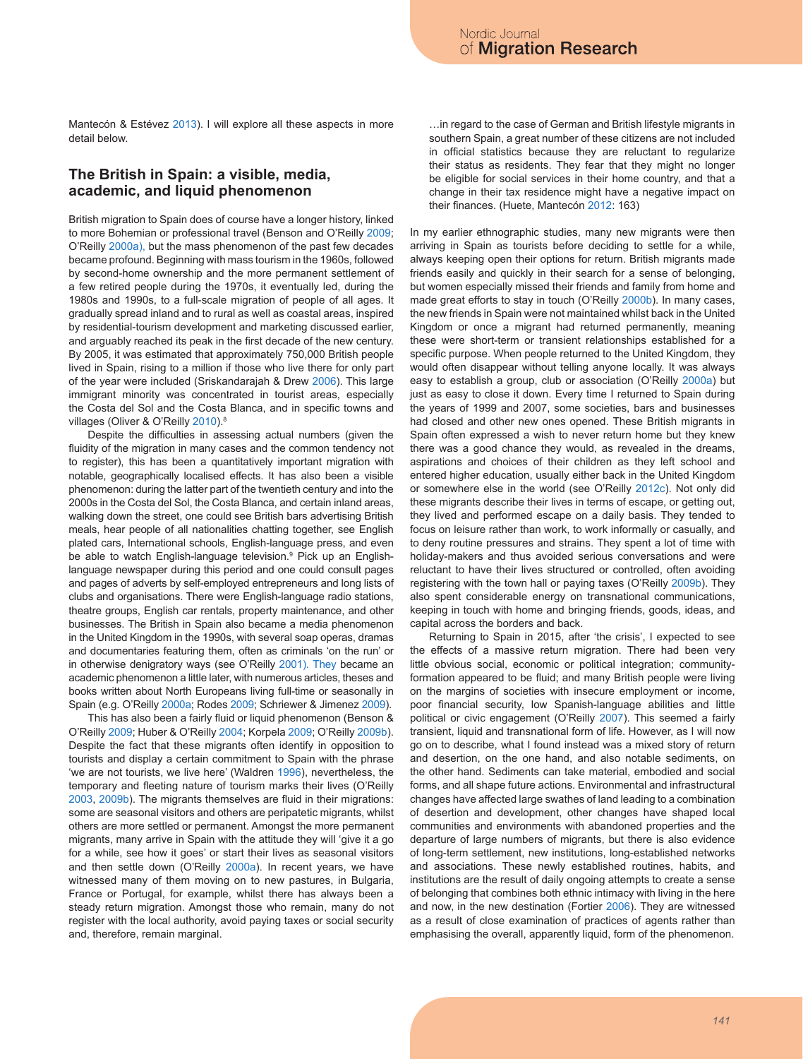Mantecón & Estévez 2013). I will explore all these aspects in more detail below.

## The British in Spain: a visible, media, academic, and liquid phenomenon

British migration to Spain does of course have a longer history, linked to more Bohemian or professional travel (Benson and O'Reilly 2009; O'Reilly 2000a), but the mass phenomenon of the past few decades became profound. Beginning with mass tourism in the 1960s, followed by second-home ownership and the more permanent settlement of a few retired people during the 1970s, it eventually led, during the 1980s and 1990s, to a full-scale migration of people of all ages. It gradually spread inland and to rural as well as coastal areas, inspired by residential-tourism development and marketing discussed earlier, and arguably reached its peak in the first decade of the new century. By 2005, it was estimated that approximately 750,000 British people lived in Spain, rising to a million if those who live there for only part of the year were included (Sriskandarajah & Drew 2006). This large immigrant minority was concentrated in tourist areas, especially the Costa del Sol and the Costa Blanca, and in specific towns and villages (Oliver & O'Reilly 2010).[8]

Despite the difficulties in assessing actual numbers (given the fluidity of the migration in many cases and the common tendency not to register), this has been a quantitatively important migration with notable, geographically localised effects. It has also been a visible phenomenon: during the latter part of the twentieth century and into the 2000s in the Costa del Sol, the Costa Blanca, and certain inland areas, walking down the street, one could see British bars advertising British meals, hear people of all nationalities chatting together, see English plated cars, International schools, English-language press, and even be able to watch English-language television.[9] Pick up an English-language newspaper during this period and one could consult pages and pages of adverts by self-employed entrepreneurs and long lists of clubs and organisations. There were English-language radio stations, theatre groups, English car rentals, property maintenance, and other businesses. The British in Spain also became a media phenomenon in the United Kingdom in the 1990s, with several soap operas, dramas and documentaries featuring them, often as criminals 'on the run' or in otherwise denigratory ways (see O'Reilly 2001). They became an academic phenomenon a little later, with numerous articles, theses and books written about North Europeans living full-time or seasonally in Spain (e.g. O'Reilly 2000a; Rodes 2009; Schriewer & Jimenez 2009).

This has also been a fairly fluid or liquid phenomenon (Benson & O'Reilly 2009; Huber & O'Reilly 2004; Korpela 2009; O'Reilly 2009b). Despite the fact that these migrants often identify in opposition to tourists and display a certain commitment to Spain with the phrase 'we are not tourists, we live here' (Waldren 1996), nevertheless, the temporary and fleeting nature of tourism marks their lives (O'Reilly 2003, 2009b). The migrants themselves are fluid in their migrations: some are seasonal visitors and others are peripatetic migrants, whilst others are more settled or permanent. Amongst the more permanent migrants, many arrive in Spain with the attitude they will 'give it a go for a while, see how it goes' or start their lives as seasonal visitors and then settle down (O'Reilly 2000a). In recent years, we have witnessed many of them moving on to new pastures, in Bulgaria, France or Portugal, for example, whilst there has always been a steady return migration. Amongst those who remain, many do not register with the local authority, avoid paying taxes or social security and, therefore, remain marginal.

> …in regard to the case of German and British lifestyle migrants in southern Spain, a great number of these citizens are not included in official statistics because they are reluctant to regularize their status as residents. They fear that they might no longer be eligible for social services in their home country, and that a change in their tax residence might have a negative impact on their finances. (Huete, Mantecón 2012: 163)

In my earlier ethnographic studies, many new migrants were then arriving in Spain as tourists before deciding to settle for a while, always keeping open their options for return. British migrants made friends easily and quickly in their search for a sense of belonging, but women especially missed their friends and family from home and made great efforts to stay in touch (O'Reilly 2000b). In many cases, the new friends in Spain were not maintained whilst back in the United Kingdom or once a migrant had returned permanently, meaning these were short-term or transient relationships established for a specific purpose. When people returned to the United Kingdom, they would often disappear without telling anyone locally. It was always easy to establish a group, club or association (O'Reilly 2000a) but just as easy to close it down. Every time I returned to Spain during the years of 1999 and 2007, some societies, bars and businesses had closed and other new ones opened. These British migrants in Spain often expressed a wish to never return home but they knew there was a good chance they would, as revealed in the dreams, aspirations and choices of their children as they left school and entered higher education, usually either back in the United Kingdom or somewhere else in the world (see O'Reilly 2012c). Not only did these migrants describe their lives in terms of escape, or getting out, they lived and performed escape on a daily basis. They tended to focus on leisure rather than work, to work informally or casually, and to deny routine pressures and strains. They spent a lot of time with holiday-makers and thus avoided serious conversations and were reluctant to have their lives structured or controlled, often avoiding registering with the town hall or paying taxes (O'Reilly 2009b). They also spent considerable energy on transnational communications, keeping in touch with home and bringing friends, goods, ideas, and capital across the borders and back.

Returning to Spain in 2015, after 'the crisis', I expected to see the effects of a massive return migration. There had been very little obvious social, economic or political integration; community-formation appeared to be fluid; and many British people were living on the margins of societies with insecure employment or income, poor financial security, low Spanish-language abilities and little political or civic engagement (O'Reilly 2007). This seemed a fairly transient, liquid and transnational form of life. However, as I will now go on to describe, what I found instead was a mixed story of return and desertion, on the one hand, and also notable sediments, on the other hand. Sediments can take material, embodied and social forms, and all shape future actions. Environmental and infrastructural changes have affected large swathes of land leading to a combination of desertion and development, other changes have shaped local communities and environments with abandoned properties and the departure of large numbers of migrants, but there is also evidence of long-term settlement, new institutions, long-established networks and associations. These newly established routines, habits, and institutions are the result of daily ongoing attempts to create a sense of belonging that combines both ethnic intimacy with living in the here and now, in the new destination (Fortier 2006). They are witnessed as a result of close examination of practices of agents rather than emphasising the overall, apparently liquid, form of the phenomenon.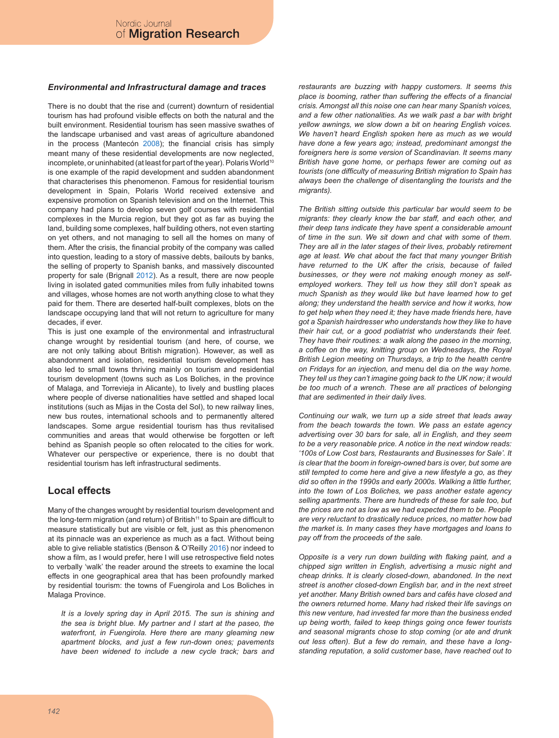### *Environmental and Infrastructural damage and traces*

There is no doubt that the rise and (current) downturn of residential tourism has had profound visible effects on both the natural and the built environment. Residential tourism has seen massive swathes of the landscape urbanised and vast areas of agriculture abandoned in the process (Mantecón 2008); the financial crisis has simply meant many of these residential developments are now neglected, incomplete, or uninhabited (at least for part of the year). Polaris World[10] is one example of the rapid development and sudden abandonment that characterises this phenomenon. Famous for residential tourism development in Spain, Polaris World received extensive and expensive promotion on Spanish television and on the Internet. This company had plans to develop seven golf courses with residential complexes in the Murcia region, but they got as far as buying the land, building some complexes, half building others, not even starting on yet others, and not managing to sell all the homes on many of them. After the crisis, the financial probity of the company was called into question, leading to a story of massive debts, bailouts by banks, the selling of property to Spanish banks, and massively discounted property for sale (Brignall 2012). As a result, there are now people living in isolated gated communities miles from fully inhabited towns and villages, whose homes are not worth anything close to what they paid for them. There are deserted half-built complexes, blots on the landscape occupying land that will not return to agriculture for many decades, if ever.

This is just one example of the environmental and infrastructural change wrought by residential tourism (and here, of course, we are not only talking about British migration). However, as well as abandonment and isolation, residential tourism development has also led to small towns thriving mainly on tourism and residential tourism development (towns such as Los Boliches, in the province of Malaga, and Torrevieja in Alicante), to lively and bustling places where people of diverse nationalities have settled and shaped local institutions (such as Mijas in the Costa del Sol), to new railway lines, new bus routes, international schools and to permanently altered landscapes. Some argue residential tourism has thus revitalised communities and areas that would otherwise be forgotten or left behind as Spanish people so often relocated to the cities for work. Whatever our perspective or experience, there is no doubt that residential tourism has left infrastructural sediments.

## Local effects

Many of the changes wrought by residential tourism development and the long-term migration (and return) of British[11] to Spain are difficult to measure statistically but are visible or felt, just as this phenomenon at its pinnacle was an experience as much as a fact. Without being able to give reliable statistics (Benson & O'Reilly 2016) nor indeed to show a film, as I would prefer, here I will use retrospective field notes to verbally 'walk' the reader around the streets to examine the local effects in one geographical area that has been profoundly marked by residential tourism: the towns of Fuengirola and Los Boliches in Malaga Province.

> *It is a lovely spring day in April 2015. The sun is shining and the sea is bright blue. My partner and I start at the paseo, the waterfront, in Fuengirola. Here there are many gleaming new apartment blocks, and just a few run-down ones; pavements have been widened to include a new cycle track; bars and restaurants are buzzing with happy customers. It seems this place is booming, rather than suffering the effects of a financial crisis. Amongst all this noise one can hear many Spanish voices, and a few other nationalities. As we walk past a bar with bright yellow awnings, we slow down a bit on hearing English voices. We haven't heard English spoken here as much as we would have done a few years ago; instead, predominant amongst the foreigners here is some version of Scandinavian. It seems many British have gone home, or perhaps fewer are coming out as tourists (one difficulty of measuring British migration to Spain has always been the challenge of disentangling the tourists and the migrants).*
>
> *The British sitting outside this particular bar would seem to be migrants: they clearly know the bar staff, and each other, and their deep tans indicate they have spent a considerable amount of time in the sun. We sit down and chat with some of them. They are all in the later stages of their lives, probably retirement age at least. We chat about the fact that many younger British have returned to the UK after the crisis, because of failed businesses, or they were not making enough money as self-employed workers. They tell us how they still don't speak as much Spanish as they would like but have learned how to get along; they understand the health service and how it works, how to get help when they need it; they have made friends here, have got a Spanish hairdresser who understands how they like to have their hair cut, or a good podiatrist who understands their feet. They have their routines: a walk along the paseo in the morning, a coffee on the way, knitting group on Wednesdays, the Royal British Legion meeting on Thursdays, a trip to the health centre on Fridays for an injection, and* menu del dia *on the way home. They tell us they can't imagine going back to the UK now; it would be too much of a wrench. These are all practices of belonging that are sedimented in their daily lives.*
>
> *Continuing our walk, we turn up a side street that leads away from the beach towards the town. We pass an estate agency advertising over 30 bars for sale, all in English, and they seem to be a very reasonable price. A notice in the next window reads: '100s of Low Cost bars, Restaurants and Businesses for Sale'. It is clear that the boom in foreign-owned bars is over, but some are still tempted to come here and give a new lifestyle a go, as they did so often in the 1990s and early 2000s. Walking a little further, into the town of Los Boliches, we pass another estate agency selling apartments. There are hundreds of these for sale too, but the prices are not as low as we had expected them to be. People are very reluctant to drastically reduce prices, no matter how bad the market is. In many cases they have mortgages and loans to pay off from the proceeds of the sale.*
>
> *Opposite is a very run down building with flaking paint, and a chipped sign written in English, advertising a music night and cheap drinks. It is clearly closed-down, abandoned. In the next street is another closed-down English bar, and in the next street yet another. Many British owned bars and cafés have closed and the owners returned home. Many had risked their life savings on this new venture, had invested far more than the business ended up being worth, failed to keep things going once fewer tourists and seasonal migrants chose to stop coming (or ate and drunk out less often). But a few do remain, and these have a long-standing reputation, a solid customer base, have reached out to*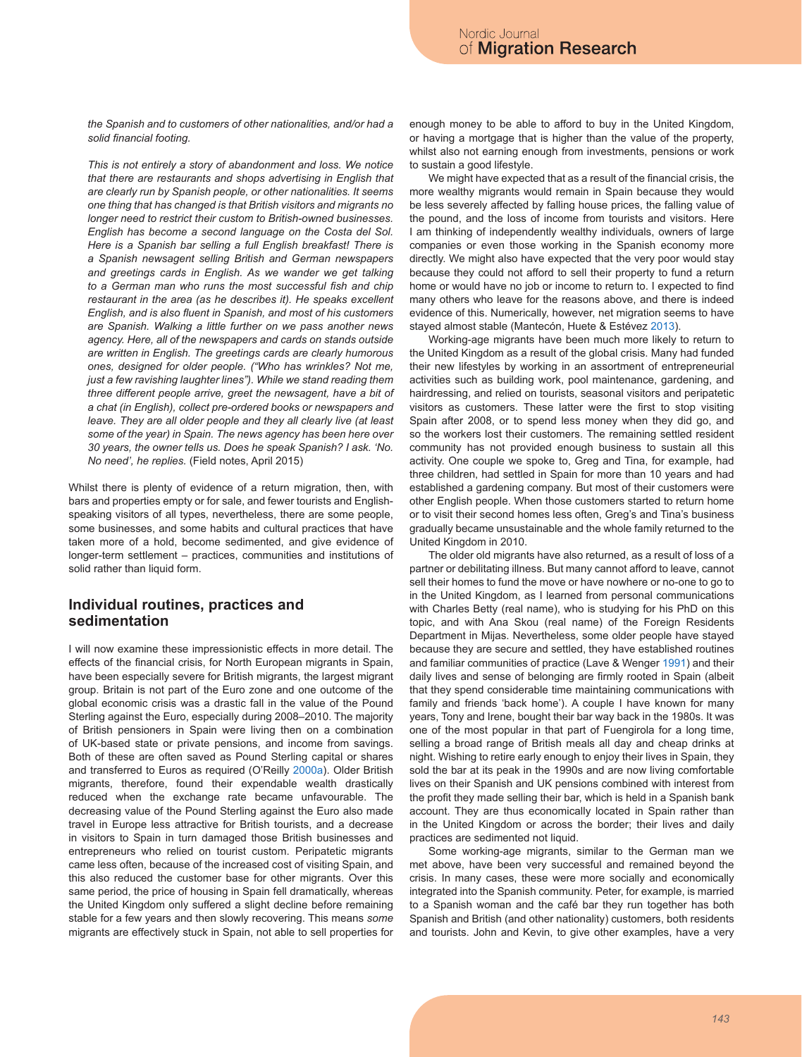*the Spanish and to customers of other nationalities, and/or had a solid financial footing.*

*This is not entirely a story of abandonment and loss. We notice that there are restaurants and shops advertising in English that are clearly run by Spanish people, or other nationalities. It seems one thing that has changed is that British visitors and migrants no longer need to restrict their custom to British-owned businesses. English has become a second language on the Costa del Sol. Here is a Spanish bar selling a full English breakfast! There is a Spanish newsagent selling British and German newspapers and greetings cards in English. As we wander we get talking to a German man who runs the most successful fish and chip restaurant in the area (as he describes it). He speaks excellent English, and is also fluent in Spanish, and most of his customers are Spanish. Walking a little further on we pass another news agency. Here, all of the newspapers and cards on stands outside are written in English. The greetings cards are clearly humorous ones, designed for older people. ("Who has wrinkles? Not me, just a few ravishing laughter lines"). While we stand reading them three different people arrive, greet the newsagent, have a bit of a chat (in English), collect pre-ordered books or newspapers and leave. They are all older people and they all clearly live (at least some of the year) in Spain. The news agency has been here over 30 years, the owner tells us. Does he speak Spanish? I ask. 'No. No need', he replies.* (Field notes, April 2015)

Whilst there is plenty of evidence of a return migration, then, with bars and properties empty or for sale, and fewer tourists and English-speaking visitors of all types, nevertheless, there are some people, some businesses, and some habits and cultural practices that have taken more of a hold, become sedimented, and give evidence of longer-term settlement – practices, communities and institutions of solid rather than liquid form.

## Individual routines, practices and sedimentation

I will now examine these impressionistic effects in more detail. The effects of the financial crisis, for North European migrants in Spain, have been especially severe for British migrants, the largest migrant group. Britain is not part of the Euro zone and one outcome of the global economic crisis was a drastic fall in the value of the Pound Sterling against the Euro, especially during 2008–2010. The majority of British pensioners in Spain were living then on a combination of UK-based state or private pensions, and income from savings. Both of these are often saved as Pound Sterling capital or shares and transferred to Euros as required (O'Reilly 2000a). Older British migrants, therefore, found their expendable wealth drastically reduced when the exchange rate became unfavourable. The decreasing value of the Pound Sterling against the Euro also made travel in Europe less attractive for British tourists, and a decrease in visitors to Spain in turn damaged those British businesses and entrepreneurs who relied on tourist custom. Peripatetic migrants came less often, because of the increased cost of visiting Spain, and this also reduced the customer base for other migrants. Over this same period, the price of housing in Spain fell dramatically, whereas the United Kingdom only suffered a slight decline before remaining stable for a few years and then slowly recovering. This means *some* migrants are effectively stuck in Spain, not able to sell properties for enough money to be able to afford to buy in the United Kingdom, or having a mortgage that is higher than the value of the property, whilst also not earning enough from investments, pensions or work to sustain a good lifestyle.

We might have expected that as a result of the financial crisis, the more wealthy migrants would remain in Spain because they would be less severely affected by falling house prices, the falling value of the pound, and the loss of income from tourists and visitors. Here I am thinking of independently wealthy individuals, owners of large companies or even those working in the Spanish economy more directly. We might also have expected that the very poor would stay because they could not afford to sell their property to fund a return home or would have no job or income to return to. I expected to find many others who leave for the reasons above, and there is indeed evidence of this. Numerically, however, net migration seems to have stayed almost stable (Mantecón, Huete & Estévez 2013).

Working-age migrants have been much more likely to return to the United Kingdom as a result of the global crisis. Many had funded their new lifestyles by working in an assortment of entrepreneurial activities such as building work, pool maintenance, gardening, and hairdressing, and relied on tourists, seasonal visitors and peripatetic visitors as customers. These latter were the first to stop visiting Spain after 2008, or to spend less money when they did go, and so the workers lost their customers. The remaining settled resident community has not provided enough business to sustain all this activity. One couple we spoke to, Greg and Tina, for example, had three children, had settled in Spain for more than 10 years and had established a gardening company. But most of their customers were other English people. When those customers started to return home or to visit their second homes less often, Greg's and Tina's business gradually became unsustainable and the whole family returned to the United Kingdom in 2010.

The older old migrants have also returned, as a result of loss of a partner or debilitating illness. But many cannot afford to leave, cannot sell their homes to fund the move or have nowhere or no-one to go to in the United Kingdom, as I learned from personal communications with Charles Betty (real name), who is studying for his PhD on this topic, and with Ana Skou (real name) of the Foreign Residents Department in Mijas. Nevertheless, some older people have stayed because they are secure and settled, they have established routines and familiar communities of practice (Lave & Wenger 1991) and their daily lives and sense of belonging are firmly rooted in Spain (albeit that they spend considerable time maintaining communications with family and friends 'back home'). A couple I have known for many years, Tony and Irene, bought their bar way back in the 1980s. It was one of the most popular in that part of Fuengirola for a long time, selling a broad range of British meals all day and cheap drinks at night. Wishing to retire early enough to enjoy their lives in Spain, they sold the bar at its peak in the 1990s and are now living comfortable lives on their Spanish and UK pensions combined with interest from the profit they made selling their bar, which is held in a Spanish bank account. They are thus economically located in Spain rather than in the United Kingdom or across the border; their lives and daily practices are sedimented not liquid.

Some working-age migrants, similar to the German man we met above, have been very successful and remained beyond the crisis. In many cases, these were more socially and economically integrated into the Spanish community. Peter, for example, is married to a Spanish woman and the café bar they run together has both Spanish and British (and other nationality) customers, both residents and tourists. John and Kevin, to give other examples, have a very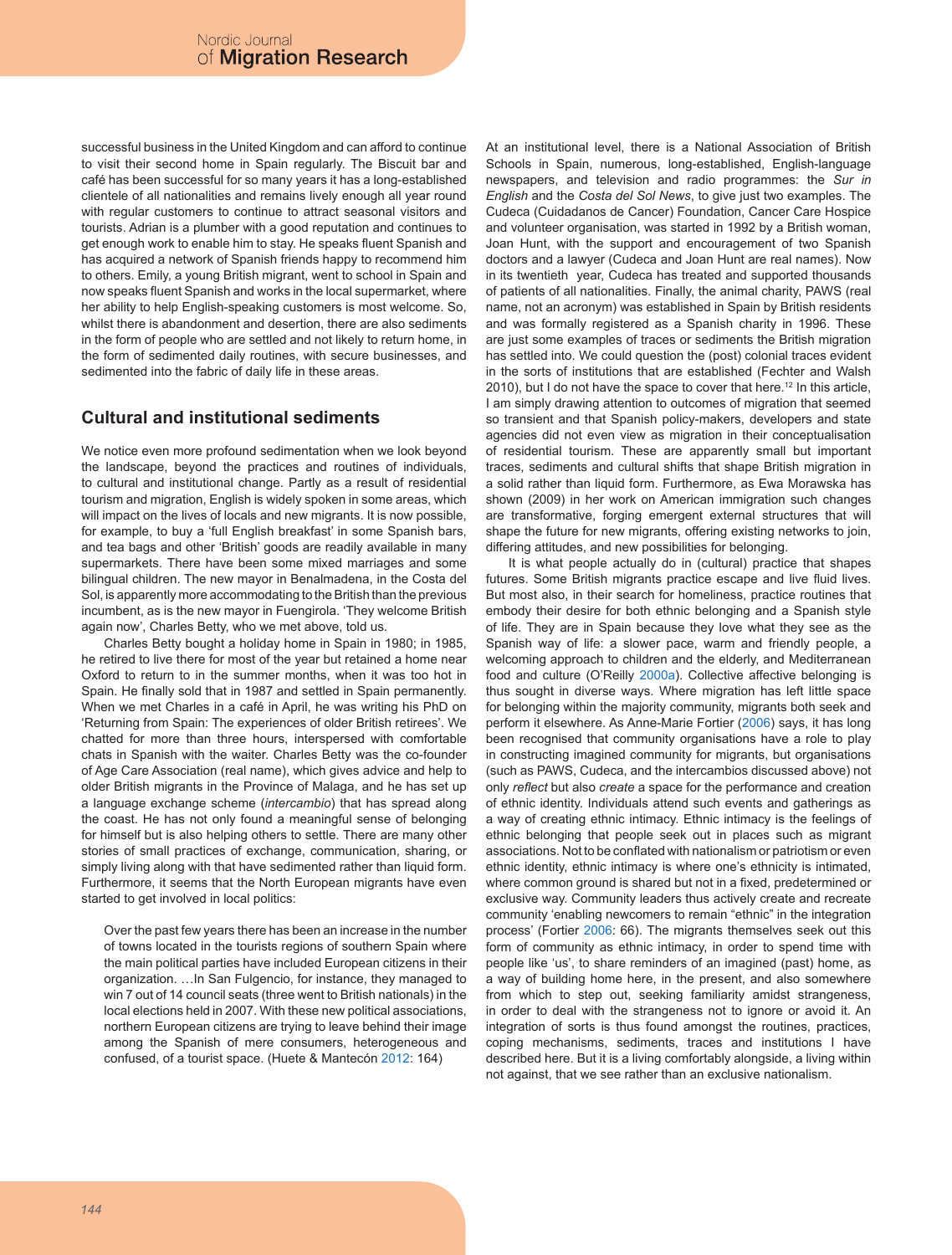successful business in the United Kingdom and can afford to continue to visit their second home in Spain regularly. The Biscuit bar and café has been successful for so many years it has a long-established clientele of all nationalities and remains lively enough all year round with regular customers to continue to attract seasonal visitors and tourists. Adrian is a plumber with a good reputation and continues to get enough work to enable him to stay. He speaks fluent Spanish and has acquired a network of Spanish friends happy to recommend him to others. Emily, a young British migrant, went to school in Spain and now speaks fluent Spanish and works in the local supermarket, where her ability to help English-speaking customers is most welcome. So, whilst there is abandonment and desertion, there are also sediments in the form of people who are settled and not likely to return home, in the form of sedimented daily routines, with secure businesses, and sedimented into the fabric of daily life in these areas.

## Cultural and institutional sediments

We notice even more profound sedimentation when we look beyond the landscape, beyond the practices and routines of individuals, to cultural and institutional change. Partly as a result of residential tourism and migration, English is widely spoken in some areas, which will impact on the lives of locals and new migrants. It is now possible, for example, to buy a 'full English breakfast' in some Spanish bars, and tea bags and other 'British' goods are readily available in many supermarkets. There have been some mixed marriages and some bilingual children. The new mayor in Benalmadena, in the Costa del Sol, is apparently more accommodating to the British than the previous incumbent, as is the new mayor in Fuengirola. 'They welcome British again now', Charles Betty, who we met above, told us.

Charles Betty bought a holiday home in Spain in 1980; in 1985, he retired to live there for most of the year but retained a home near Oxford to return to in the summer months, when it was too hot in Spain. He finally sold that in 1987 and settled in Spain permanently. When we met Charles in a café in April, he was writing his PhD on 'Returning from Spain: The experiences of older British retirees'. We chatted for more than three hours, interspersed with comfortable chats in Spanish with the waiter. Charles Betty was the co-founder of Age Care Association (real name), which gives advice and help to older British migrants in the Province of Malaga, and he has set up a language exchange scheme (*intercambio*) that has spread along the coast. He has not only found a meaningful sense of belonging for himself but is also helping others to settle. There are many other stories of small practices of exchange, communication, sharing, or simply living along with that have sedimented rather than liquid form. Furthermore, it seems that the North European migrants have even started to get involved in local politics:

> Over the past few years there has been an increase in the number of towns located in the tourists regions of southern Spain where the main political parties have included European citizens in their organization. …In San Fulgencio, for instance, they managed to win 7 out of 14 council seats (three went to British nationals) in the local elections held in 2007. With these new political associations, northern European citizens are trying to leave behind their image among the Spanish of mere consumers, heterogeneous and confused, of a tourist space. (Huete & Mantecón 2012: 164)

At an institutional level, there is a National Association of British Schools in Spain, numerous, long-established, English-language newspapers, and television and radio programmes: the *Sur in English* and the *Costa del Sol News*, to give just two examples. The Cudeca (Cuidadanos de Cancer) Foundation, Cancer Care Hospice and volunteer organisation, was started in 1992 by a British woman, Joan Hunt, with the support and encouragement of two Spanish doctors and a lawyer (Cudeca and Joan Hunt are real names). Now in its twentieth year, Cudeca has treated and supported thousands of patients of all nationalities. Finally, the animal charity, PAWS (real name, not an acronym) was established in Spain by British residents and was formally registered as a Spanish charity in 1996. These are just some examples of traces or sediments the British migration has settled into. We could question the (post) colonial traces evident in the sorts of institutions that are established (Fechter and Walsh 2010), but I do not have the space to cover that here.[12] In this article, I am simply drawing attention to outcomes of migration that seemed so transient and that Spanish policy-makers, developers and state agencies did not even view as migration in their conceptualisation of residential tourism. These are apparently small but important traces, sediments and cultural shifts that shape British migration in a solid rather than liquid form. Furthermore, as Ewa Morawska has shown (2009) in her work on American immigration such changes are transformative, forging emergent external structures that will shape the future for new migrants, offering existing networks to join, differing attitudes, and new possibilities for belonging.

It is what people actually do in (cultural) practice that shapes futures. Some British migrants practice escape and live fluid lives. But most also, in their search for homeliness, practice routines that embody their desire for both ethnic belonging and a Spanish style of life. They are in Spain because they love what they see as the Spanish way of life: a slower pace, warm and friendly people, a welcoming approach to children and the elderly, and Mediterranean food and culture (O'Reilly 2000a). Collective affective belonging is thus sought in diverse ways. Where migration has left little space for belonging within the majority community, migrants both seek and perform it elsewhere. As Anne-Marie Fortier (2006) says, it has long been recognised that community organisations have a role to play in constructing imagined community for migrants, but organisations (such as PAWS, Cudeca, and the intercambios discussed above) not only *reflect* but also *create* a space for the performance and creation of ethnic identity. Individuals attend such events and gatherings as a way of creating ethnic intimacy. Ethnic intimacy is the feelings of ethnic belonging that people seek out in places such as migrant associations. Not to be conflated with nationalism or patriotism or even ethnic identity, ethnic intimacy is where one's ethnicity is intimated, where common ground is shared but not in a fixed, predetermined or exclusive way. Community leaders thus actively create and recreate community 'enabling newcomers to remain "ethnic" in the integration process' (Fortier 2006: 66). The migrants themselves seek out this form of community as ethnic intimacy, in order to spend time with people like 'us', to share reminders of an imagined (past) home, as a way of building home here, in the present, and also somewhere from which to step out, seeking familiarity amidst strangeness, in order to deal with the strangeness not to ignore or avoid it. An integration of sorts is thus found amongst the routines, practices, coping mechanisms, sediments, traces and institutions I have described here. But it is a living comfortably alongside, a living within not against, that we see rather than an exclusive nationalism.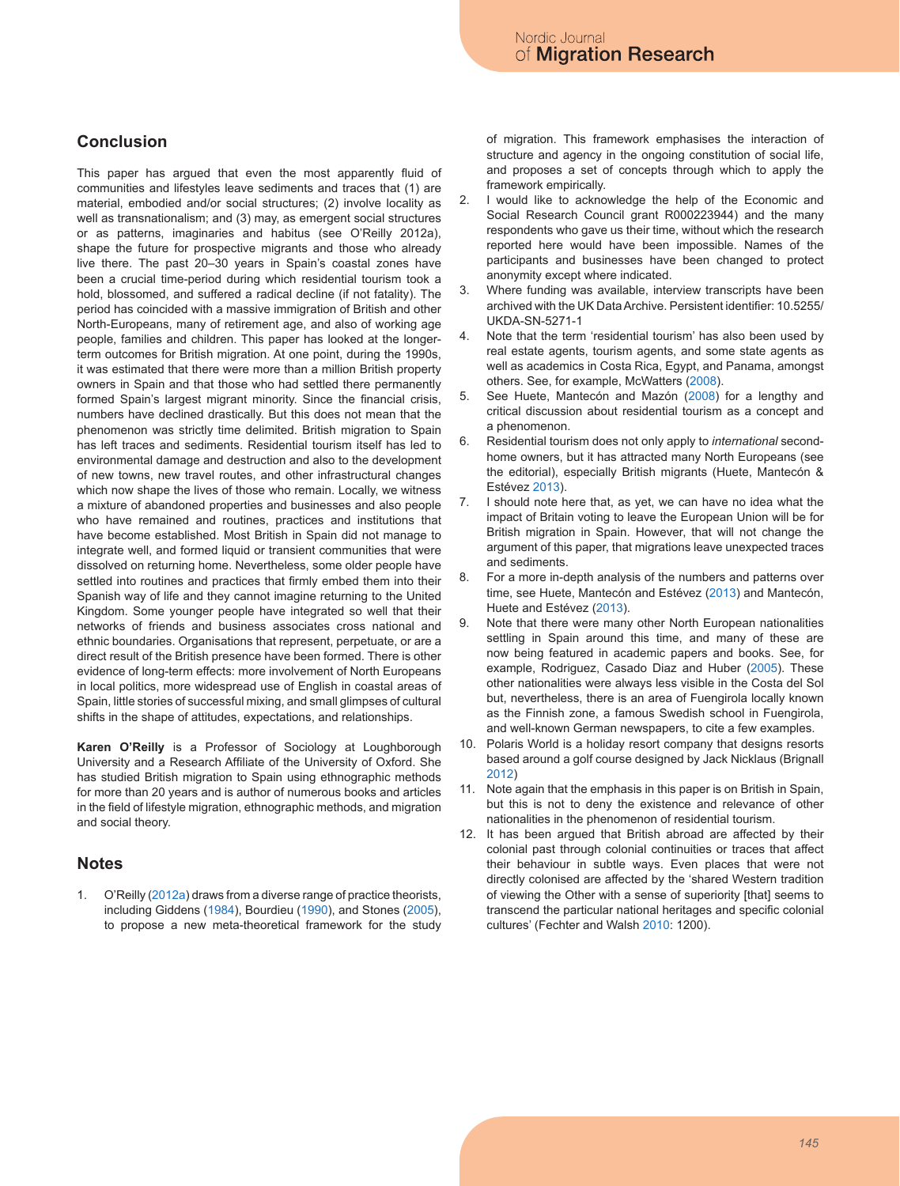## Conclusion

This paper has argued that even the most apparently fluid of communities and lifestyles leave sediments and traces that (1) are material, embodied and/or social structures; (2) involve locality as well as transnationalism; and (3) may, as emergent social structures or as patterns, imaginaries and habitus (see O'Reilly 2012a), shape the future for prospective migrants and those who already live there. The past 20–30 years in Spain's coastal zones have been a crucial time-period during which residential tourism took a hold, blossomed, and suffered a radical decline (if not fatality). The period has coincided with a massive immigration of British and other North-Europeans, many of retirement age, and also of working age people, families and children. This paper has looked at the longer-term outcomes for British migration. At one point, during the 1990s, it was estimated that there were more than a million British property owners in Spain and that those who had settled there permanently formed Spain's largest migrant minority. Since the financial crisis, numbers have declined drastically. But this does not mean that the phenomenon was strictly time delimited. British migration to Spain has left traces and sediments. Residential tourism itself has led to environmental damage and destruction and also to the development of new towns, new travel routes, and other infrastructural changes which now shape the lives of those who remain. Locally, we witness a mixture of abandoned properties and businesses and also people who have remained and routines, practices and institutions that have become established. Most British in Spain did not manage to integrate well, and formed liquid or transient communities that were dissolved on returning home. Nevertheless, some older people have settled into routines and practices that firmly embed them into their Spanish way of life and they cannot imagine returning to the United Kingdom. Some younger people have integrated so well that their networks of friends and business associates cross national and ethnic boundaries. Organisations that represent, perpetuate, or are a direct result of the British presence have been formed. There is other evidence of long-term effects: more involvement of North Europeans in local politics, more widespread use of English in coastal areas of Spain, little stories of successful mixing, and small glimpses of cultural shifts in the shape of attitudes, expectations, and relationships.

**Karen O'Reilly** is a Professor of Sociology at Loughborough University and a Research Affiliate of the University of Oxford. She has studied British migration to Spain using ethnographic methods for more than 20 years and is author of numerous books and articles in the field of lifestyle migration, ethnographic methods, and migration and social theory.

## Notes

1. O'Reilly (2012a) draws from a diverse range of practice theorists, including Giddens (1984), Bourdieu (1990), and Stones (2005), to propose a new meta-theoretical framework for the study of migration. This framework emphasises the interaction of structure and agency in the ongoing constitution of social life, and proposes a set of concepts through which to apply the framework empirically.
2. I would like to acknowledge the help of the Economic and Social Research Council grant R000223944) and the many respondents who gave us their time, without which the research reported here would have been impossible. Names of the participants and businesses have been changed to protect anonymity except where indicated.
3. Where funding was available, interview transcripts have been archived with the UK Data Archive. Persistent identifier: 10.5255/UKDA-SN-5271-1
4. Note that the term 'residential tourism' has also been used by real estate agents, tourism agents, and some state agents as well as academics in Costa Rica, Egypt, and Panama, amongst others. See, for example, McWatters (2008).
5. See Huete, Mantecón and Mazón (2008) for a lengthy and critical discussion about residential tourism as a concept and a phenomenon.
6. Residential tourism does not only apply to *international* second-home owners, but it has attracted many North Europeans (see the editorial), especially British migrants (Huete, Mantecón & Estévez 2013).
7. I should note here that, as yet, we can have no idea what the impact of Britain voting to leave the European Union will be for British migration in Spain. However, that will not change the argument of this paper, that migrations leave unexpected traces and sediments.
8. For a more in-depth analysis of the numbers and patterns over time, see Huete, Mantecón and Estévez (2013) and Mantecón, Huete and Estévez (2013).
9. Note that there were many other North European nationalities settling in Spain around this time, and many of these are now being featured in academic papers and books. See, for example, Rodriguez, Casado Diaz and Huber (2005). These other nationalities were always less visible in the Costa del Sol but, nevertheless, there is an area of Fuengirola locally known as the Finnish zone, a famous Swedish school in Fuengirola, and well-known German newspapers, to cite a few examples.
10. Polaris World is a holiday resort company that designs resorts based around a golf course designed by Jack Nicklaus (Brignall 2012)
11. Note again that the emphasis in this paper is on British in Spain, but this is not to deny the existence and relevance of other nationalities in the phenomenon of residential tourism.
12. It has been argued that British abroad are affected by their colonial past through colonial continuities or traces that affect their behaviour in subtle ways. Even places that were not directly colonised are affected by the 'shared Western tradition of viewing the Other with a sense of superiority [that] seems to transcend the particular national heritages and specific colonial cultures' (Fechter and Walsh 2010: 1200).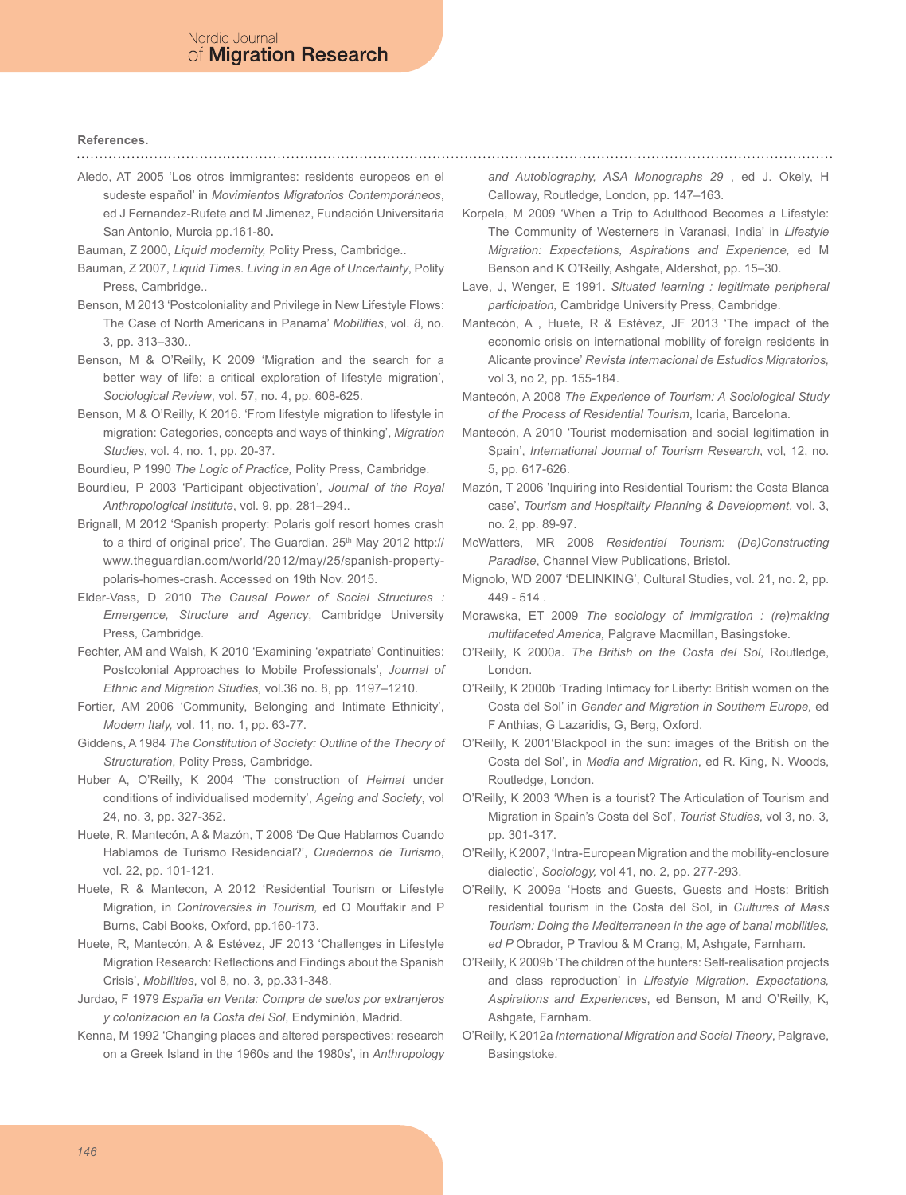**References.**

Aledo, AT 2005 'Los otros immigrantes: residents europeos en el sudeste español' in *Movimientos Migratorios Contemporáneos*, ed J Fernandez-Rufete and M Jimenez, Fundación Universitaria San Antonio, Murcia pp.161-80.

Bauman, Z 2000, *Liquid modernity,* Polity Press, Cambridge..

Bauman, Z 2007, *Liquid Times. Living in an Age of Uncertainty*, Polity Press, Cambridge..

Benson, M 2013 'Postcoloniality and Privilege in New Lifestyle Flows: The Case of North Americans in Panama' *Mobilities*, vol. *8*, no. 3, pp. 313–330..

Benson, M & O'Reilly, K 2009 'Migration and the search for a better way of life: a critical exploration of lifestyle migration', *Sociological Review*, vol. 57, no. 4, pp. 608-625.

Benson, M & O'Reilly, K 2016. 'From lifestyle migration to lifestyle in migration: Categories, concepts and ways of thinking', *Migration Studies*, vol. 4, no. 1, pp. 20-37.

Bourdieu, P 1990 *The Logic of Practice,* Polity Press, Cambridge.

Bourdieu, P 2003 'Participant objectivation', *Journal of the Royal Anthropological Institute*, vol. 9, pp. 281–294..

Brignall, M 2012 'Spanish property: Polaris golf resort homes crash to a third of original price', The Guardian. 25th May 2012 http://www.theguardian.com/world/2012/may/25/spanish-property-polaris-homes-crash. Accessed on 19th Nov. 2015.

Elder-Vass, D 2010 *The Causal Power of Social Structures : Emergence, Structure and Agency*, Cambridge University Press, Cambridge.

Fechter, AM and Walsh, K 2010 'Examining 'expatriate' Continuities: Postcolonial Approaches to Mobile Professionals', *Journal of Ethnic and Migration Studies,* vol.36 no. 8, pp. 1197–1210.

Fortier, AM 2006 'Community, Belonging and Intimate Ethnicity', *Modern Italy,* vol. 11, no. 1, pp. 63-77.

Giddens, A 1984 *The Constitution of Society: Outline of the Theory of Structuration*, Polity Press, Cambridge.

Huber A, O'Reilly, K 2004 'The construction of *Heimat* under conditions of individualised modernity', *Ageing and Society*, vol 24, no. 3, pp. 327-352.

Huete, R, Mantecón, A & Mazón, T 2008 'De Que Hablamos Cuando Hablamos de Turismo Residencial?', *Cuadernos de Turismo*, vol. 22, pp. 101-121.

Huete, R & Mantecon, A 2012 'Residential Tourism or Lifestyle Migration, in *Controversies in Tourism,* ed O Mouffakir and P Burns, Cabi Books, Oxford, pp.160-173.

Huete, R, Mantecón, A & Estévez, JF 2013 'Challenges in Lifestyle Migration Research: Reflections and Findings about the Spanish Crisis', *Mobilities*, vol 8, no. 3, pp.331-348.

Jurdao, F 1979 *España en Venta: Compra de suelos por extranjeros y colonizacion en la Costa del Sol*, Endyminión, Madrid.

Kenna, M 1992 'Changing places and altered perspectives: research on a Greek Island in the 1960s and the 1980s', in *Anthropology and Autobiography, ASA Monographs 29* , ed J. Okely, H Calloway, Routledge, London, pp. 147–163.

Korpela, M 2009 'When a Trip to Adulthood Becomes a Lifestyle: The Community of Westerners in Varanasi, India' in *Lifestyle Migration: Expectations, Aspirations and Experience,* ed M Benson and K O'Reilly, Ashgate, Aldershot, pp. 15–30.

Lave, J, Wenger, E 1991. *Situated learning : legitimate peripheral participation,* Cambridge University Press, Cambridge.

Mantecón, A , Huete, R & Estévez, JF 2013 'The impact of the economic crisis on international mobility of foreign residents in Alicante province' *Revista Internacional de Estudios Migratorios,* vol 3, no 2, pp. 155-184.

Mantecón, A 2008 *The Experience of Tourism: A Sociological Study of the Process of Residential Tourism*, Icaria, Barcelona.

Mantecón, A 2010 'Tourist modernisation and social legitimation in Spain', *International Journal of Tourism Research*, vol, 12, no. 5, pp. 617-626.

Mazón, T 2006 'Inquiring into Residential Tourism: the Costa Blanca case', *Tourism and Hospitality Planning & Development*, vol. 3, no. 2, pp. 89-97.

McWatters, MR 2008 *Residential Tourism: (De)Constructing Paradise*, Channel View Publications, Bristol.

Mignolo, WD 2007 'DELINKING', Cultural Studies, vol. 21, no. 2, pp. 449 - 514 .

Morawska, ET 2009 *The sociology of immigration : (re)making multifaceted America,* Palgrave Macmillan, Basingstoke.

O'Reilly, K 2000a. *The British on the Costa del Sol*, Routledge, London.

O'Reilly, K 2000b 'Trading Intimacy for Liberty: British women on the Costa del Sol' in *Gender and Migration in Southern Europe,* ed F Anthias, G Lazaridis, G, Berg, Oxford.

O'Reilly, K 2001'Blackpool in the sun: images of the British on the Costa del Sol', in *Media and Migration*, ed R. King, N. Woods, Routledge, London.

O'Reilly, K 2003 'When is a tourist? The Articulation of Tourism and Migration in Spain's Costa del Sol', *Tourist Studies*, vol 3, no. 3, pp. 301-317.

O'Reilly, K 2007, 'Intra-European Migration and the mobility-enclosure dialectic', *Sociology,* vol 41, no. 2, pp. 277-293.

O'Reilly, K 2009a 'Hosts and Guests, Guests and Hosts: British residential tourism in the Costa del Sol, in *Cultures of Mass Tourism: Doing the Mediterranean in the age of banal mobilities, ed P* Obrador, P Travlou & M Crang, M, Ashgate, Farnham.

O'Reilly, K 2009b 'The children of the hunters: Self-realisation projects and class reproduction' in *Lifestyle Migration. Expectations, Aspirations and Experiences*, ed Benson, M and O'Reilly, K, Ashgate, Farnham.

O'Reilly, K 2012a *International Migration and Social Theory*, Palgrave, Basingstoke.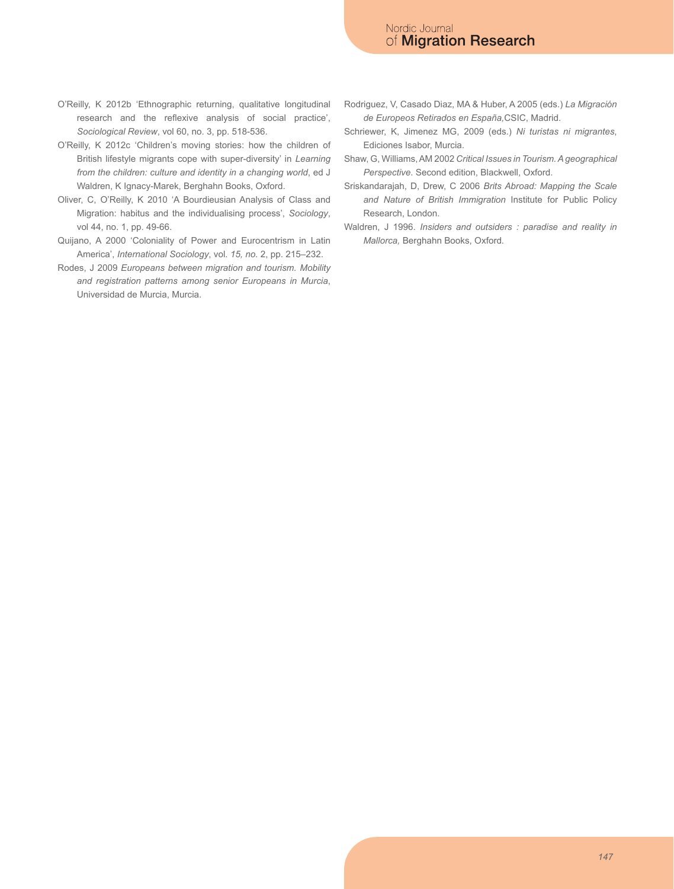O'Reilly, K 2012b 'Ethnographic returning, qualitative longitudinal research and the reflexive analysis of social practice', *Sociological Review*, vol 60, no. 3, pp. 518-536.

O'Reilly, K 2012c 'Children's moving stories: how the children of British lifestyle migrants cope with super-diversity' in *Learning from the children: culture and identity in a changing world*, ed J Waldren, K Ignacy-Marek, Berghahn Books, Oxford.

Oliver, C, O'Reilly, K 2010 'A Bourdieusian Analysis of Class and Migration: habitus and the individualising process', *Sociology*, vol 44, no. 1, pp. 49-66.

Quijano, A 2000 'Coloniality of Power and Eurocentrism in Latin America', *International Sociology*, vol. *15, no.* 2, pp. 215–232.

Rodes, J 2009 *Europeans between migration and tourism. Mobility and registration patterns among senior Europeans in Murcia*, Universidad de Murcia, Murcia.

Rodriguez, V, Casado Diaz, MA & Huber, A 2005 (eds.) *La Migración de Europeos Retirados en España,*CSIC, Madrid.

Schriewer, K, Jimenez MG, 2009 (eds.) *Ni turistas ni migrantes*, Ediciones Isabor, Murcia.

Shaw, G, Williams, AM 2002 *Critical Issues in Tourism. A geographical Perspective*. Second edition, Blackwell, Oxford.

Sriskandarajah, D, Drew, C 2006 *Brits Abroad: Mapping the Scale and Nature of British Immigration* Institute for Public Policy Research, London.

Waldren, J 1996. *Insiders and outsiders : paradise and reality in Mallorca,* Berghahn Books, Oxford.